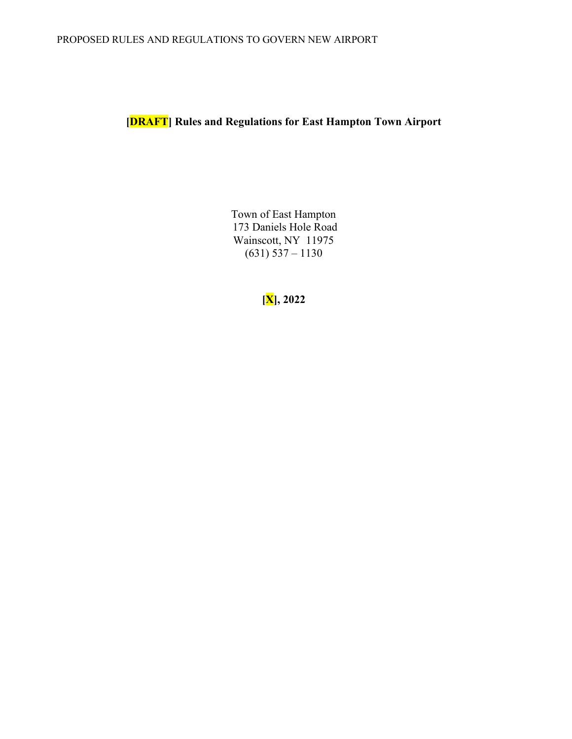# [DRAFT] Rules and Regulations for East Hampton Town Airport

Town of East Hampton
173 Daniels Hole Road
Wainscott, NY 11975
(631) 537 – 1130

**[X], 2022**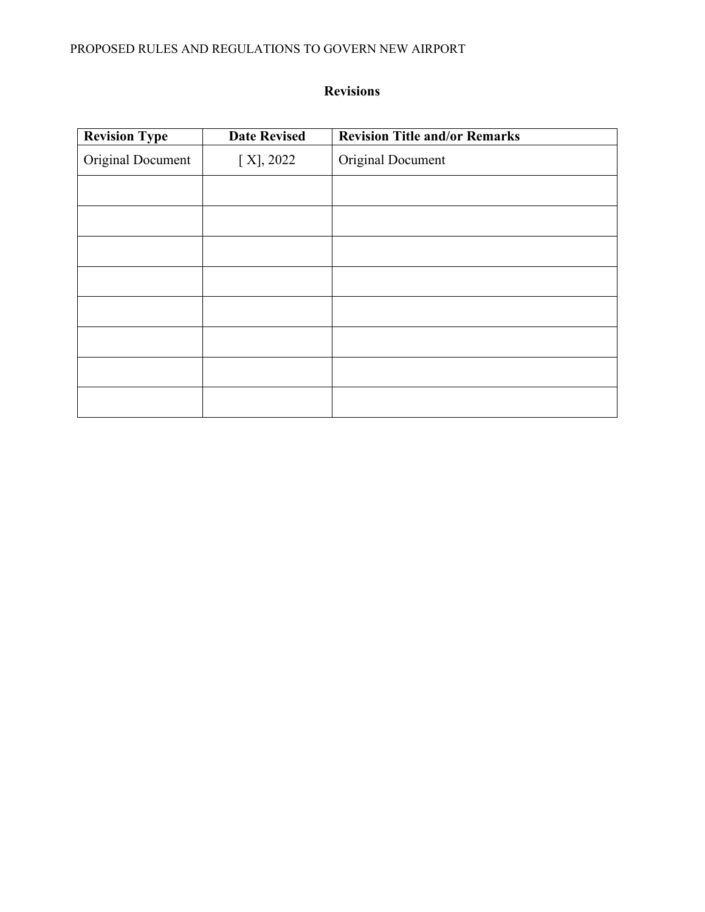# Revisions

| Revision Type | Date Revised | Revision Title and/or Remarks |
| --- | --- | --- |
| Original Document | [ X], 2022 | Original Document |
| | | |
| | | |
| | | |
| | | |
| | | |
| | | |
| | | |
| | | |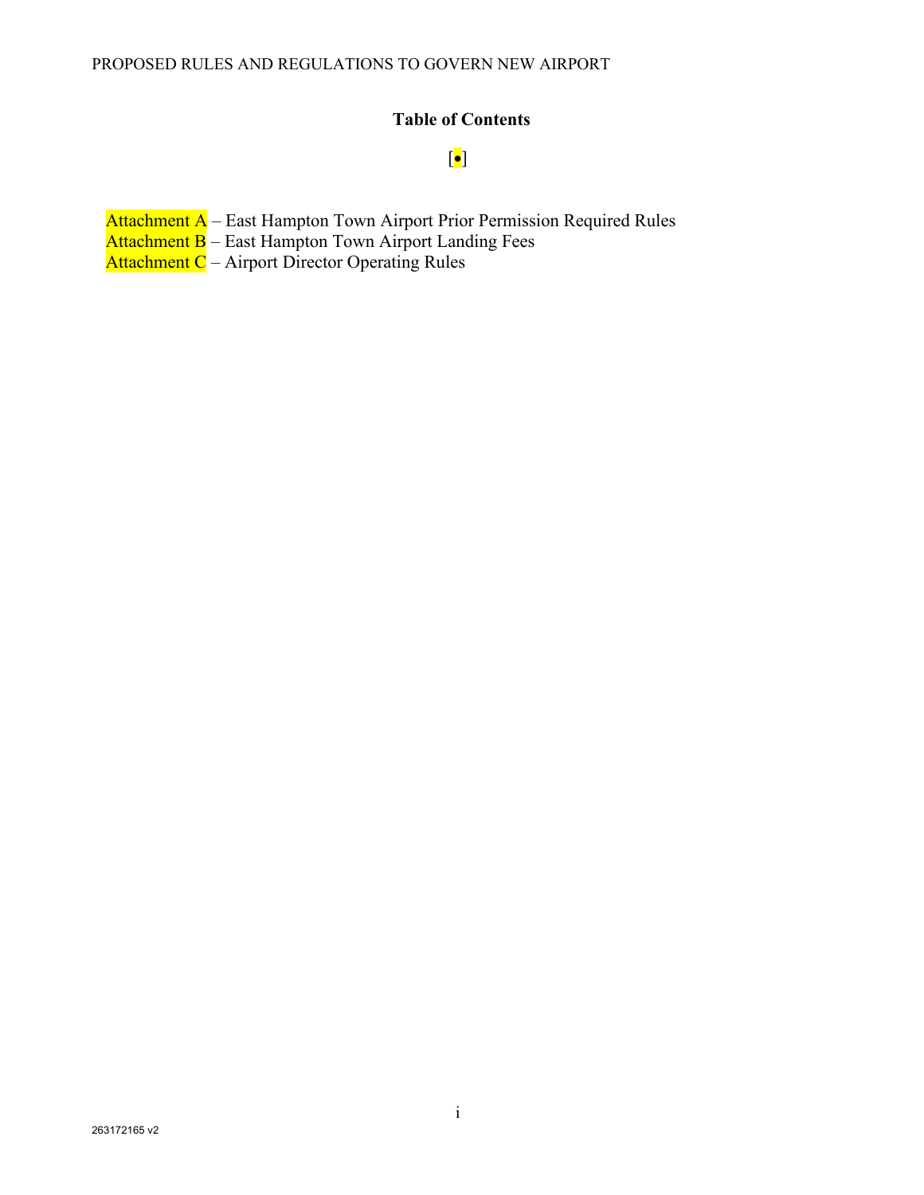## Table of Contents

[•]

Attachment A – East Hampton Town Airport Prior Permission Required Rules
Attachment B – East Hampton Town Airport Landing Fees
Attachment C – Airport Director Operating Rules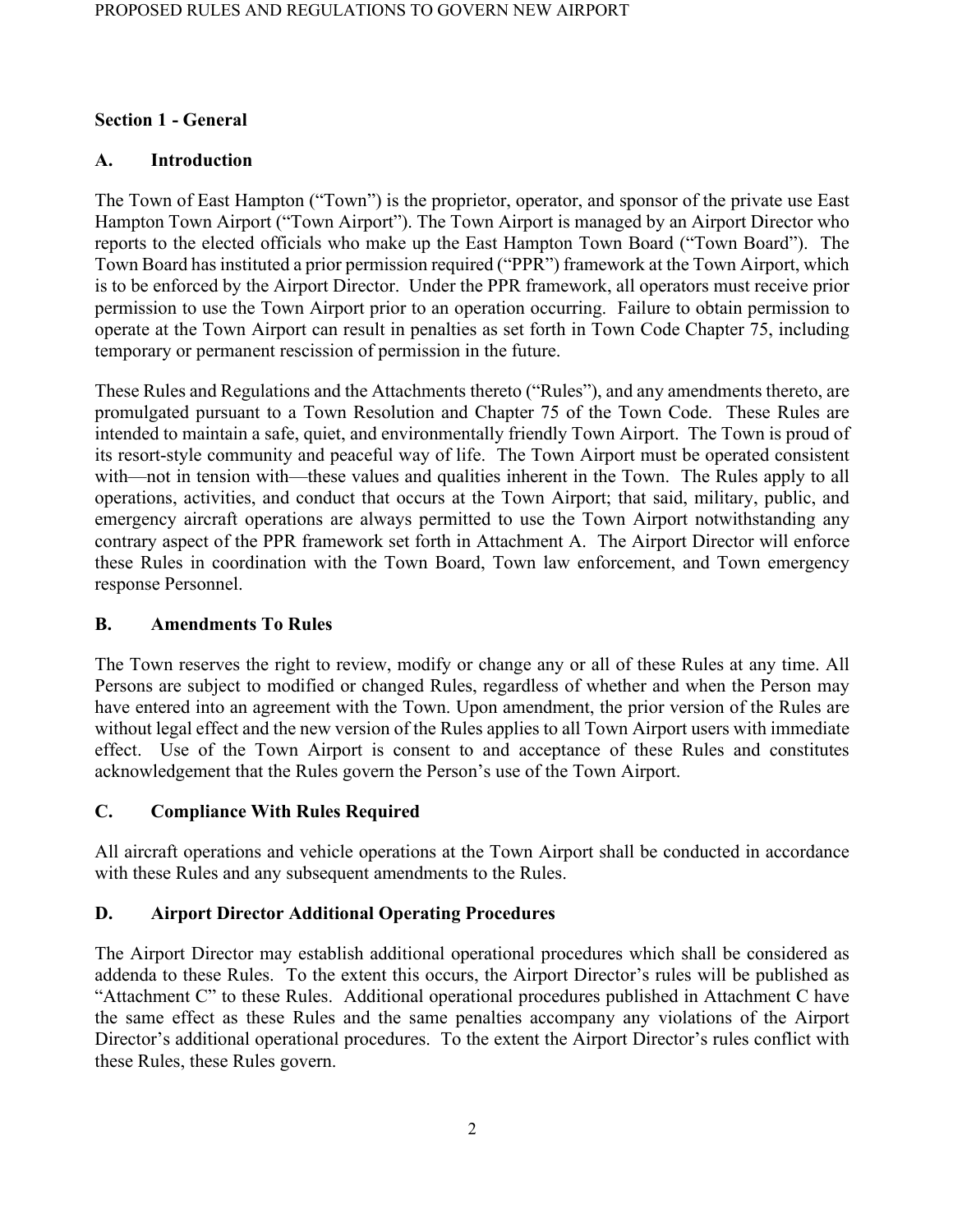## Section 1 - General

### A. Introduction

The Town of East Hampton ("Town") is the proprietor, operator, and sponsor of the private use East Hampton Town Airport ("Town Airport"). The Town Airport is managed by an Airport Director who reports to the elected officials who make up the East Hampton Town Board ("Town Board"). The Town Board has instituted a prior permission required ("PPR") framework at the Town Airport, which is to be enforced by the Airport Director. Under the PPR framework, all operators must receive prior permission to use the Town Airport prior to an operation occurring. Failure to obtain permission to operate at the Town Airport can result in penalties as set forth in Town Code Chapter 75, including temporary or permanent rescission of permission in the future.

These Rules and Regulations and the Attachments thereto ("Rules"), and any amendments thereto, are promulgated pursuant to a Town Resolution and Chapter 75 of the Town Code. These Rules are intended to maintain a safe, quiet, and environmentally friendly Town Airport. The Town is proud of its resort-style community and peaceful way of life. The Town Airport must be operated consistent with—not in tension with—these values and qualities inherent in the Town. The Rules apply to all operations, activities, and conduct that occurs at the Town Airport; that said, military, public, and emergency aircraft operations are always permitted to use the Town Airport notwithstanding any contrary aspect of the PPR framework set forth in Attachment A. The Airport Director will enforce these Rules in coordination with the Town Board, Town law enforcement, and Town emergency response Personnel.

### B. Amendments To Rules

The Town reserves the right to review, modify or change any or all of these Rules at any time. All Persons are subject to modified or changed Rules, regardless of whether and when the Person may have entered into an agreement with the Town. Upon amendment, the prior version of the Rules are without legal effect and the new version of the Rules applies to all Town Airport users with immediate effect. Use of the Town Airport is consent to and acceptance of these Rules and constitutes acknowledgement that the Rules govern the Person's use of the Town Airport.

### C. Compliance With Rules Required

All aircraft operations and vehicle operations at the Town Airport shall be conducted in accordance with these Rules and any subsequent amendments to the Rules.

### D. Airport Director Additional Operating Procedures

The Airport Director may establish additional operational procedures which shall be considered as addenda to these Rules. To the extent this occurs, the Airport Director's rules will be published as "Attachment C" to these Rules. Additional operational procedures published in Attachment C have the same effect as these Rules and the same penalties accompany any violations of the Airport Director's additional operational procedures. To the extent the Airport Director's rules conflict with these Rules, these Rules govern.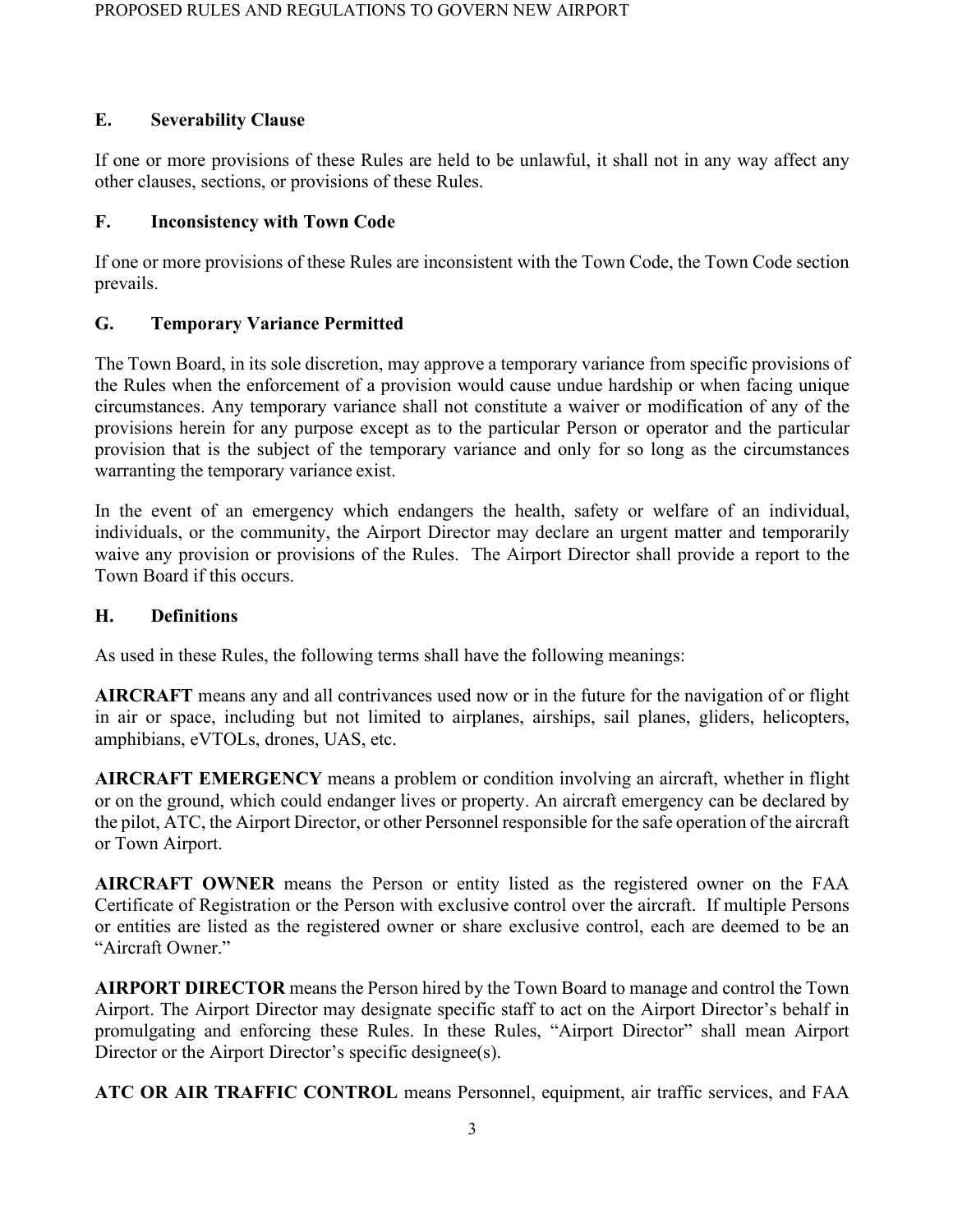### E. Severability Clause

If one or more provisions of these Rules are held to be unlawful, it shall not in any way affect any other clauses, sections, or provisions of these Rules.

### F. Inconsistency with Town Code

If one or more provisions of these Rules are inconsistent with the Town Code, the Town Code section prevails.

### G. Temporary Variance Permitted

The Town Board, in its sole discretion, may approve a temporary variance from specific provisions of the Rules when the enforcement of a provision would cause undue hardship or when facing unique circumstances. Any temporary variance shall not constitute a waiver or modification of any of the provisions herein for any purpose except as to the particular Person or operator and the particular provision that is the subject of the temporary variance and only for so long as the circumstances warranting the temporary variance exist.

In the event of an emergency which endangers the health, safety or welfare of an individual, individuals, or the community, the Airport Director may declare an urgent matter and temporarily waive any provision or provisions of the Rules. The Airport Director shall provide a report to the Town Board if this occurs.

### H. Definitions

As used in these Rules, the following terms shall have the following meanings:

**AIRCRAFT** means any and all contrivances used now or in the future for the navigation of or flight in air or space, including but not limited to airplanes, airships, sail planes, gliders, helicopters, amphibians, eVTOLs, drones, UAS, etc.

**AIRCRAFT EMERGENCY** means a problem or condition involving an aircraft, whether in flight or on the ground, which could endanger lives or property. An aircraft emergency can be declared by the pilot, ATC, the Airport Director, or other Personnel responsible for the safe operation of the aircraft or Town Airport.

**AIRCRAFT OWNER** means the Person or entity listed as the registered owner on the FAA Certificate of Registration or the Person with exclusive control over the aircraft. If multiple Persons or entities are listed as the registered owner or share exclusive control, each are deemed to be an "Aircraft Owner."

**AIRPORT DIRECTOR** means the Person hired by the Town Board to manage and control the Town Airport. The Airport Director may designate specific staff to act on the Airport Director's behalf in promulgating and enforcing these Rules. In these Rules, "Airport Director" shall mean Airport Director or the Airport Director's specific designee(s).

**ATC OR AIR TRAFFIC CONTROL** means Personnel, equipment, air traffic services, and FAA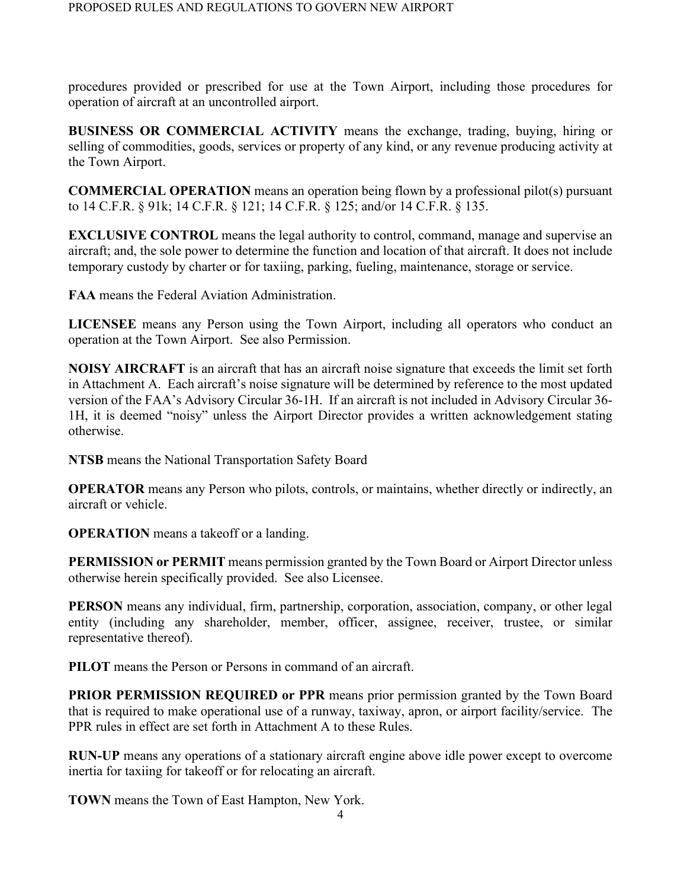procedures provided or prescribed for use at the Town Airport, including those procedures for operation of aircraft at an uncontrolled airport.

**BUSINESS OR COMMERCIAL ACTIVITY** means the exchange, trading, buying, hiring or selling of commodities, goods, services or property of any kind, or any revenue producing activity at the Town Airport.

**COMMERCIAL OPERATION** means an operation being flown by a professional pilot(s) pursuant to 14 C.F.R. § 91k; 14 C.F.R. § 121; 14 C.F.R. § 125; and/or 14 C.F.R. § 135.

**EXCLUSIVE CONTROL** means the legal authority to control, command, manage and supervise an aircraft; and, the sole power to determine the function and location of that aircraft. It does not include temporary custody by charter or for taxiing, parking, fueling, maintenance, storage or service.

**FAA** means the Federal Aviation Administration.

**LICENSEE** means any Person using the Town Airport, including all operators who conduct an operation at the Town Airport. See also Permission.

**NOISY AIRCRAFT** is an aircraft that has an aircraft noise signature that exceeds the limit set forth in Attachment A. Each aircraft's noise signature will be determined by reference to the most updated version of the FAA's Advisory Circular 36-1H. If an aircraft is not included in Advisory Circular 36-1H, it is deemed "noisy" unless the Airport Director provides a written acknowledgement stating otherwise.

**NTSB** means the National Transportation Safety Board

**OPERATOR** means any Person who pilots, controls, or maintains, whether directly or indirectly, an aircraft or vehicle.

**OPERATION** means a takeoff or a landing.

**PERMISSION or PERMIT** means permission granted by the Town Board or Airport Director unless otherwise herein specifically provided. See also Licensee.

**PERSON** means any individual, firm, partnership, corporation, association, company, or other legal entity (including any shareholder, member, officer, assignee, receiver, trustee, or similar representative thereof).

**PILOT** means the Person or Persons in command of an aircraft.

**PRIOR PERMISSION REQUIRED or PPR** means prior permission granted by the Town Board that is required to make operational use of a runway, taxiway, apron, or airport facility/service. The PPR rules in effect are set forth in Attachment A to these Rules.

**RUN-UP** means any operations of a stationary aircraft engine above idle power except to overcome inertia for taxiing for takeoff or for relocating an aircraft.

**TOWN** means the Town of East Hampton, New York.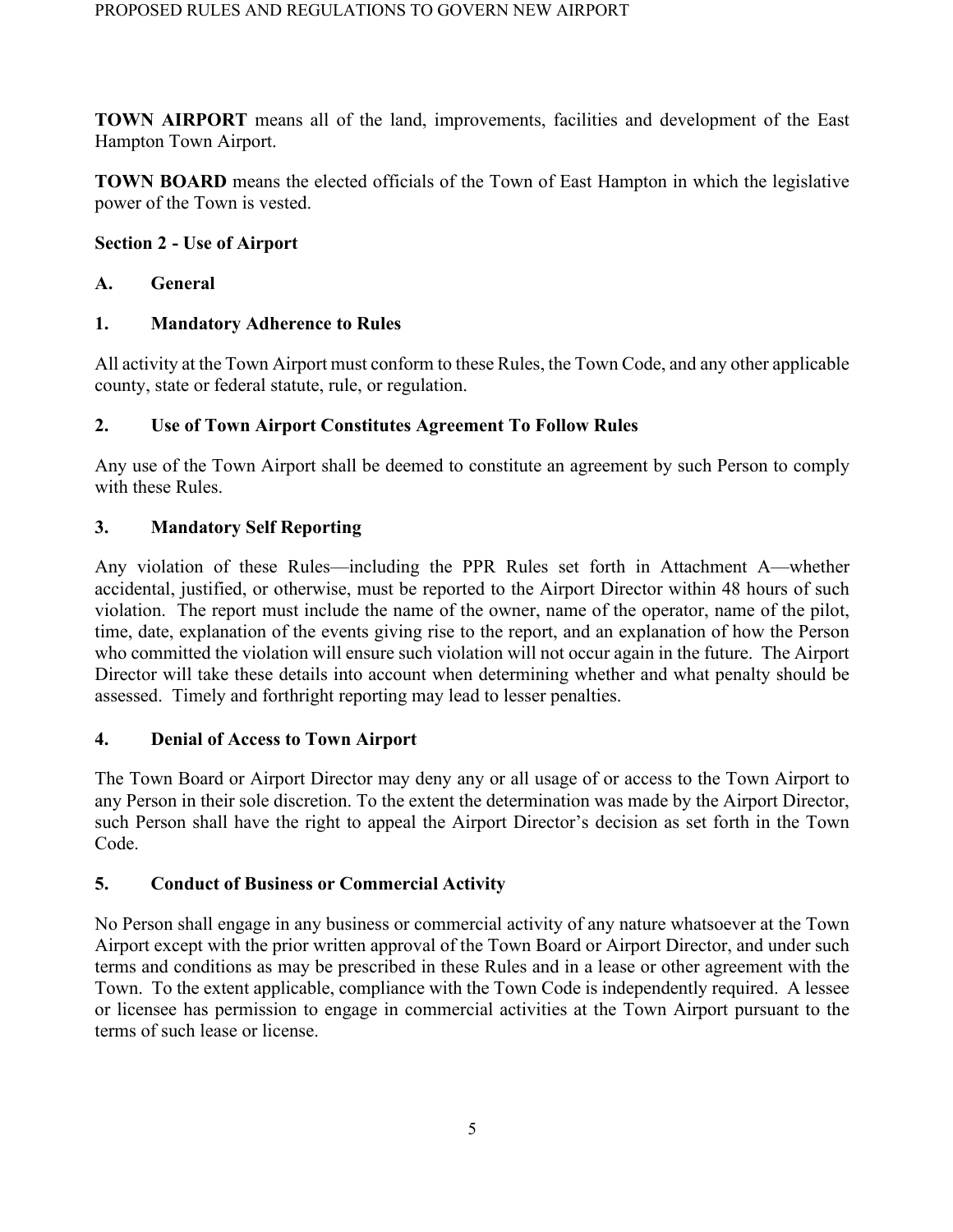**TOWN AIRPORT** means all of the land, improvements, facilities and development of the East Hampton Town Airport.

**TOWN BOARD** means the elected officials of the Town of East Hampton in which the legislative power of the Town is vested.

## Section 2 - Use of Airport

### A. General

#### 1. Mandatory Adherence to Rules

All activity at the Town Airport must conform to these Rules, the Town Code, and any other applicable county, state or federal statute, rule, or regulation.

#### 2. Use of Town Airport Constitutes Agreement To Follow Rules

Any use of the Town Airport shall be deemed to constitute an agreement by such Person to comply with these Rules.

#### 3. Mandatory Self Reporting

Any violation of these Rules—including the PPR Rules set forth in Attachment A—whether accidental, justified, or otherwise, must be reported to the Airport Director within 48 hours of such violation. The report must include the name of the owner, name of the operator, name of the pilot, time, date, explanation of the events giving rise to the report, and an explanation of how the Person who committed the violation will ensure such violation will not occur again in the future. The Airport Director will take these details into account when determining whether and what penalty should be assessed. Timely and forthright reporting may lead to lesser penalties.

#### 4. Denial of Access to Town Airport

The Town Board or Airport Director may deny any or all usage of or access to the Town Airport to any Person in their sole discretion. To the extent the determination was made by the Airport Director, such Person shall have the right to appeal the Airport Director's decision as set forth in the Town Code.

#### 5. Conduct of Business or Commercial Activity

No Person shall engage in any business or commercial activity of any nature whatsoever at the Town Airport except with the prior written approval of the Town Board or Airport Director, and under such terms and conditions as may be prescribed in these Rules and in a lease or other agreement with the Town. To the extent applicable, compliance with the Town Code is independently required. A lessee or licensee has permission to engage in commercial activities at the Town Airport pursuant to the terms of such lease or license.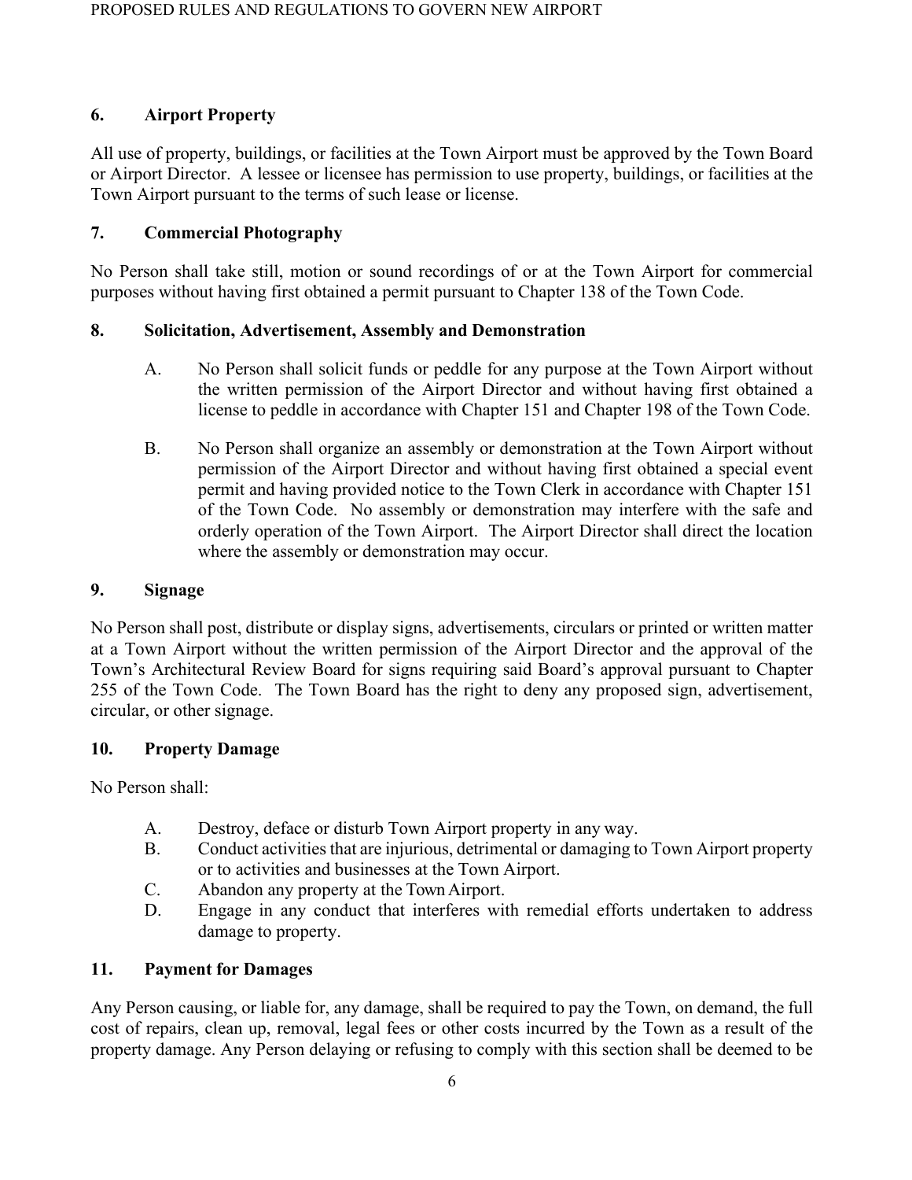## 6. Airport Property

All use of property, buildings, or facilities at the Town Airport must be approved by the Town Board or Airport Director. A lessee or licensee has permission to use property, buildings, or facilities at the Town Airport pursuant to the terms of such lease or license.

## 7. Commercial Photography

No Person shall take still, motion or sound recordings of or at the Town Airport for commercial purposes without having first obtained a permit pursuant to Chapter 138 of the Town Code.

## 8. Solicitation, Advertisement, Assembly and Demonstration

A. No Person shall solicit funds or peddle for any purpose at the Town Airport without the written permission of the Airport Director and without having first obtained a license to peddle in accordance with Chapter 151 and Chapter 198 of the Town Code.

B. No Person shall organize an assembly or demonstration at the Town Airport without permission of the Airport Director and without having first obtained a special event permit and having provided notice to the Town Clerk in accordance with Chapter 151 of the Town Code. No assembly or demonstration may interfere with the safe and orderly operation of the Town Airport. The Airport Director shall direct the location where the assembly or demonstration may occur.

## 9. Signage

No Person shall post, distribute or display signs, advertisements, circulars or printed or written matter at a Town Airport without the written permission of the Airport Director and the approval of the Town's Architectural Review Board for signs requiring said Board's approval pursuant to Chapter 255 of the Town Code. The Town Board has the right to deny any proposed sign, advertisement, circular, or other signage.

## 10. Property Damage

No Person shall:

A. Destroy, deface or disturb Town Airport property in any way.
B. Conduct activities that are injurious, detrimental or damaging to Town Airport property or to activities and businesses at the Town Airport.
C. Abandon any property at the Town Airport.
D. Engage in any conduct that interferes with remedial efforts undertaken to address damage to property.

## 11. Payment for Damages

Any Person causing, or liable for, any damage, shall be required to pay the Town, on demand, the full cost of repairs, clean up, removal, legal fees or other costs incurred by the Town as a result of the property damage. Any Person delaying or refusing to comply with this section shall be deemed to be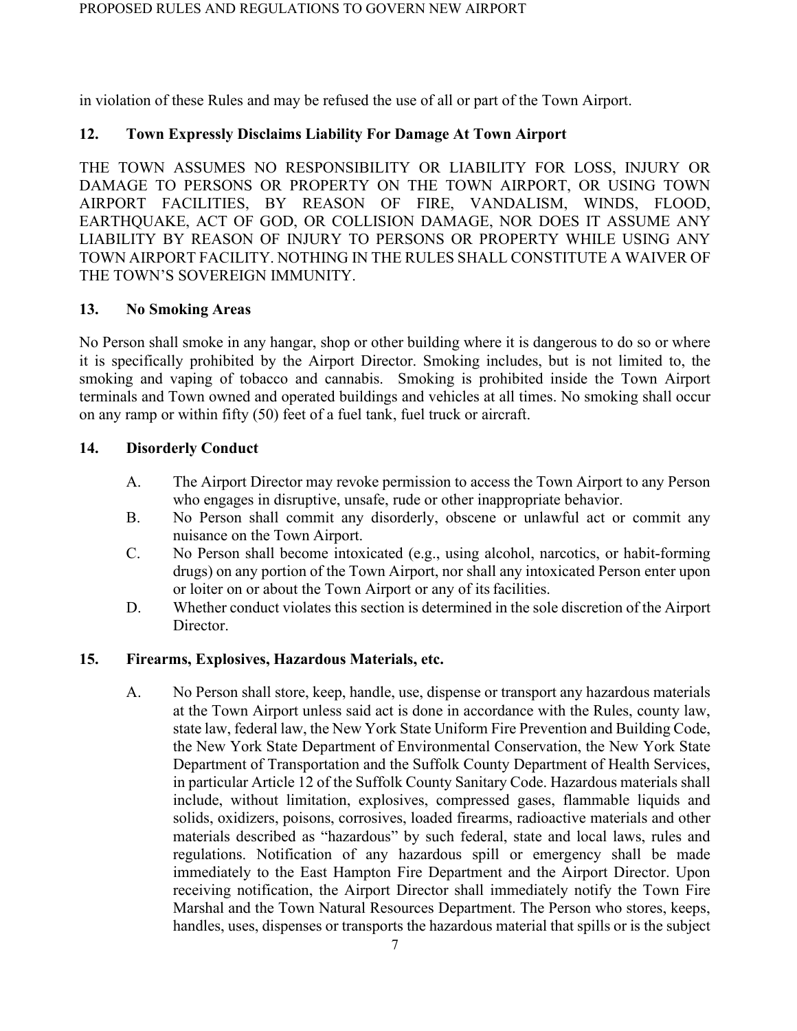in violation of these Rules and may be refused the use of all or part of the Town Airport.

## 12. Town Expressly Disclaims Liability For Damage At Town Airport

THE TOWN ASSUMES NO RESPONSIBILITY OR LIABILITY FOR LOSS, INJURY OR DAMAGE TO PERSONS OR PROPERTY ON THE TOWN AIRPORT, OR USING TOWN AIRPORT FACILITIES, BY REASON OF FIRE, VANDALISM, WINDS, FLOOD, EARTHQUAKE, ACT OF GOD, OR COLLISION DAMAGE, NOR DOES IT ASSUME ANY LIABILITY BY REASON OF INJURY TO PERSONS OR PROPERTY WHILE USING ANY TOWN AIRPORT FACILITY. NOTHING IN THE RULES SHALL CONSTITUTE A WAIVER OF THE TOWN'S SOVEREIGN IMMUNITY.

## 13. No Smoking Areas

No Person shall smoke in any hangar, shop or other building where it is dangerous to do so or where it is specifically prohibited by the Airport Director. Smoking includes, but is not limited to, the smoking and vaping of tobacco and cannabis. Smoking is prohibited inside the Town Airport terminals and Town owned and operated buildings and vehicles at all times. No smoking shall occur on any ramp or within fifty (50) feet of a fuel tank, fuel truck or aircraft.

## 14. Disorderly Conduct

A. The Airport Director may revoke permission to access the Town Airport to any Person who engages in disruptive, unsafe, rude or other inappropriate behavior.

B. No Person shall commit any disorderly, obscene or unlawful act or commit any nuisance on the Town Airport.

C. No Person shall become intoxicated (e.g., using alcohol, narcotics, or habit-forming drugs) on any portion of the Town Airport, nor shall any intoxicated Person enter upon or loiter on or about the Town Airport or any of its facilities.

D. Whether conduct violates this section is determined in the sole discretion of the Airport Director.

## 15. Firearms, Explosives, Hazardous Materials, etc.

A. No Person shall store, keep, handle, use, dispense or transport any hazardous materials at the Town Airport unless said act is done in accordance with the Rules, county law, state law, federal law, the New York State Uniform Fire Prevention and Building Code, the New York State Department of Environmental Conservation, the New York State Department of Transportation and the Suffolk County Department of Health Services, in particular Article 12 of the Suffolk County Sanitary Code. Hazardous materials shall include, without limitation, explosives, compressed gases, flammable liquids and solids, oxidizers, poisons, corrosives, loaded firearms, radioactive materials and other materials described as "hazardous" by such federal, state and local laws, rules and regulations. Notification of any hazardous spill or emergency shall be made immediately to the East Hampton Fire Department and the Airport Director. Upon receiving notification, the Airport Director shall immediately notify the Town Fire Marshal and the Town Natural Resources Department. The Person who stores, keeps, handles, uses, dispenses or transports the hazardous material that spills or is the subject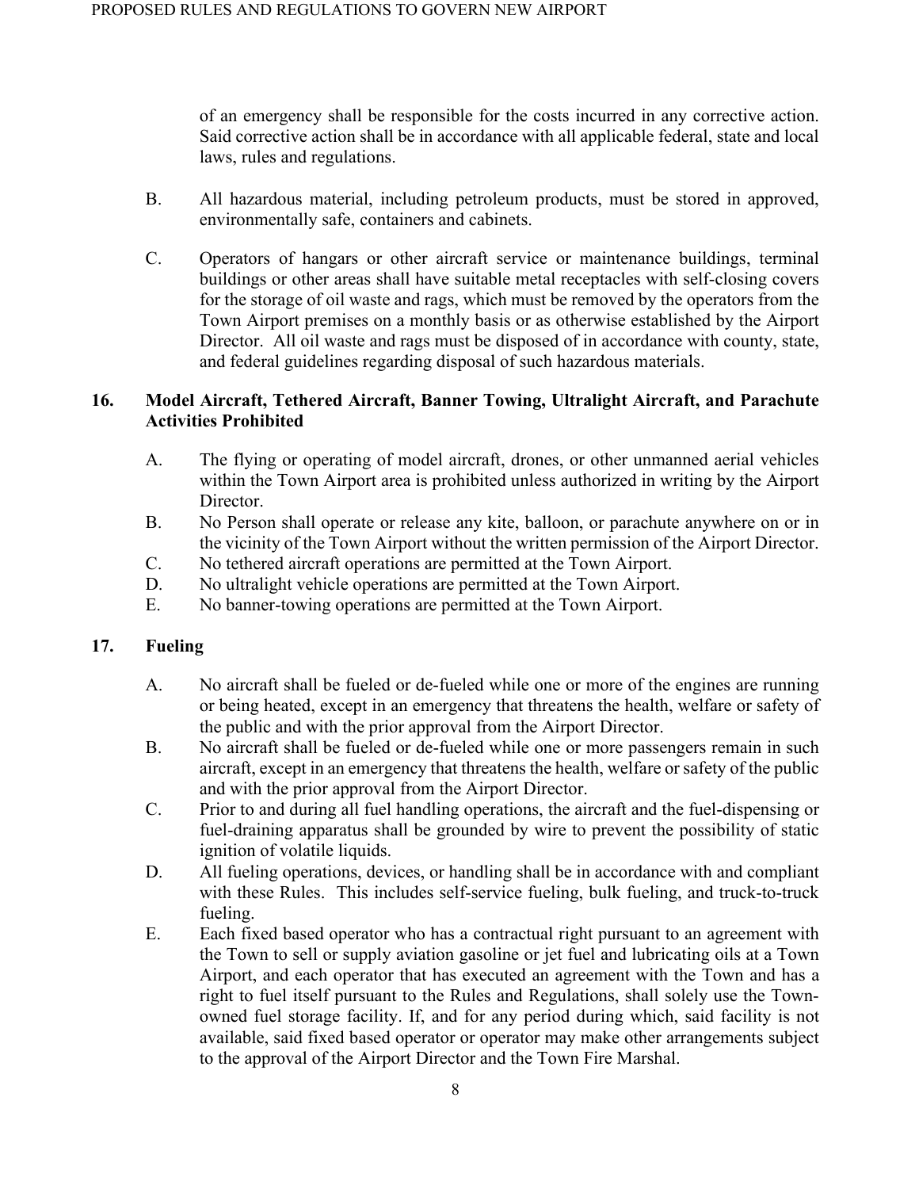of an emergency shall be responsible for the costs incurred in any corrective action. Said corrective action shall be in accordance with all applicable federal, state and local laws, rules and regulations.

B. All hazardous material, including petroleum products, must be stored in approved, environmentally safe, containers and cabinets.

C. Operators of hangars or other aircraft service or maintenance buildings, terminal buildings or other areas shall have suitable metal receptacles with self-closing covers for the storage of oil waste and rags, which must be removed by the operators from the Town Airport premises on a monthly basis or as otherwise established by the Airport Director. All oil waste and rags must be disposed of in accordance with county, state, and federal guidelines regarding disposal of such hazardous materials.

## 16. Model Aircraft, Tethered Aircraft, Banner Towing, Ultralight Aircraft, and Parachute Activities Prohibited

A. The flying or operating of model aircraft, drones, or other unmanned aerial vehicles within the Town Airport area is prohibited unless authorized in writing by the Airport Director.

B. No Person shall operate or release any kite, balloon, or parachute anywhere on or in the vicinity of the Town Airport without the written permission of the Airport Director.

C. No tethered aircraft operations are permitted at the Town Airport.

D. No ultralight vehicle operations are permitted at the Town Airport.

E. No banner-towing operations are permitted at the Town Airport.

## 17. Fueling

A. No aircraft shall be fueled or de-fueled while one or more of the engines are running or being heated, except in an emergency that threatens the health, welfare or safety of the public and with the prior approval from the Airport Director.

B. No aircraft shall be fueled or de-fueled while one or more passengers remain in such aircraft, except in an emergency that threatens the health, welfare or safety of the public and with the prior approval from the Airport Director.

C. Prior to and during all fuel handling operations, the aircraft and the fuel-dispensing or fuel-draining apparatus shall be grounded by wire to prevent the possibility of static ignition of volatile liquids.

D. All fueling operations, devices, or handling shall be in accordance with and compliant with these Rules. This includes self-service fueling, bulk fueling, and truck-to-truck fueling.

E. Each fixed based operator who has a contractual right pursuant to an agreement with the Town to sell or supply aviation gasoline or jet fuel and lubricating oils at a Town Airport, and each operator that has executed an agreement with the Town and has a right to fuel itself pursuant to the Rules and Regulations, shall solely use the Town-owned fuel storage facility. If, and for any period during which, said facility is not available, said fixed based operator or operator may make other arrangements subject to the approval of the Airport Director and the Town Fire Marshal.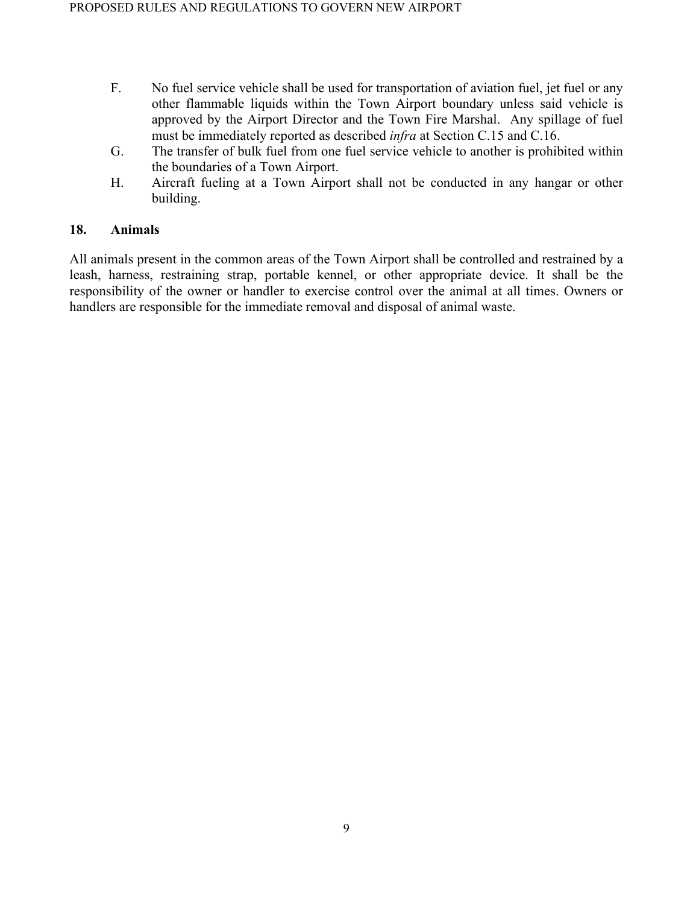F. No fuel service vehicle shall be used for transportation of aviation fuel, jet fuel or any other flammable liquids within the Town Airport boundary unless said vehicle is approved by the Airport Director and the Town Fire Marshal. Any spillage of fuel must be immediately reported as described *infra* at Section C.15 and C.16.

G. The transfer of bulk fuel from one fuel service vehicle to another is prohibited within the boundaries of a Town Airport.

H. Aircraft fueling at a Town Airport shall not be conducted in any hangar or other building.

### 18. Animals

All animals present in the common areas of the Town Airport shall be controlled and restrained by a leash, harness, restraining strap, portable kennel, or other appropriate device. It shall be the responsibility of the owner or handler to exercise control over the animal at all times. Owners or handlers are responsible for the immediate removal and disposal of animal waste.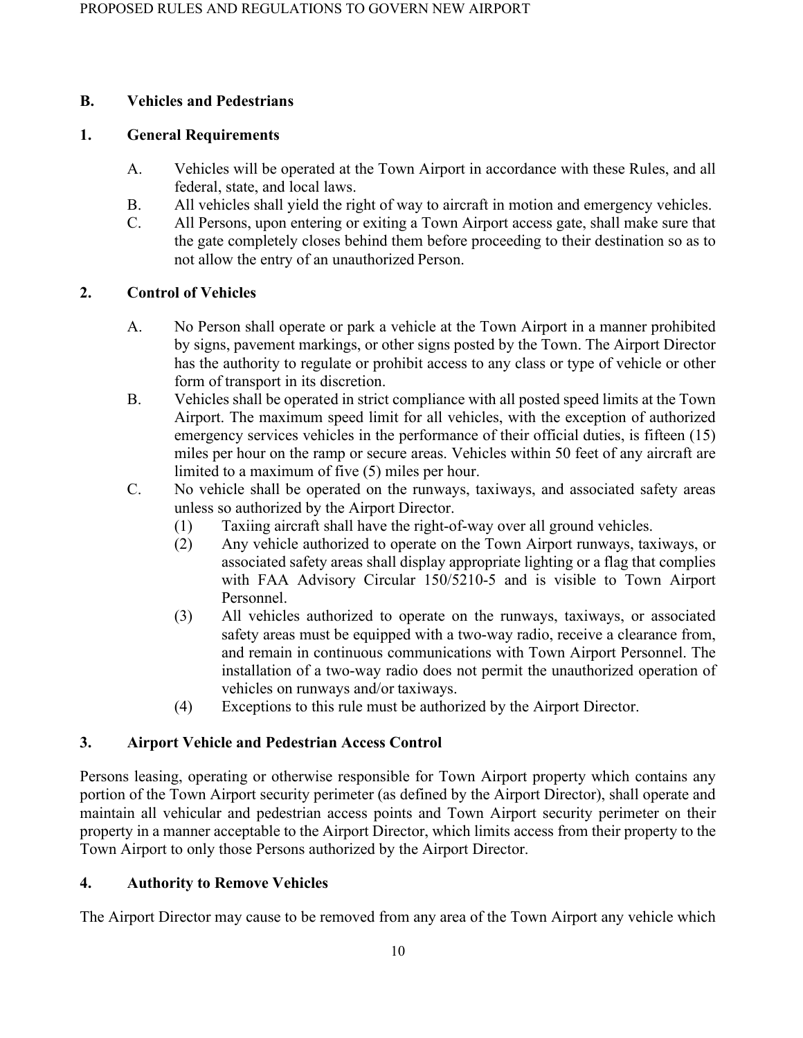## B. Vehicles and Pedestrians

### 1. General Requirements

A. Vehicles will be operated at the Town Airport in accordance with these Rules, and all federal, state, and local laws.

B. All vehicles shall yield the right of way to aircraft in motion and emergency vehicles.

C. All Persons, upon entering or exiting a Town Airport access gate, shall make sure that the gate completely closes behind them before proceeding to their destination so as to not allow the entry of an unauthorized Person.

### 2. Control of Vehicles

A. No Person shall operate or park a vehicle at the Town Airport in a manner prohibited by signs, pavement markings, or other signs posted by the Town. The Airport Director has the authority to regulate or prohibit access to any class or type of vehicle or other form of transport in its discretion.

B. Vehicles shall be operated in strict compliance with all posted speed limits at the Town Airport. The maximum speed limit for all vehicles, with the exception of authorized emergency services vehicles in the performance of their official duties, is fifteen (15) miles per hour on the ramp or secure areas. Vehicles within 50 feet of any aircraft are limited to a maximum of five (5) miles per hour.

C. No vehicle shall be operated on the runways, taxiways, and associated safety areas unless so authorized by the Airport Director.

  (1) Taxiing aircraft shall have the right-of-way over all ground vehicles.

  (2) Any vehicle authorized to operate on the Town Airport runways, taxiways, or associated safety areas shall display appropriate lighting or a flag that complies with FAA Advisory Circular 150/5210-5 and is visible to Town Airport Personnel.

  (3) All vehicles authorized to operate on the runways, taxiways, or associated safety areas must be equipped with a two-way radio, receive a clearance from, and remain in continuous communications with Town Airport Personnel. The installation of a two-way radio does not permit the unauthorized operation of vehicles on runways and/or taxiways.

  (4) Exceptions to this rule must be authorized by the Airport Director.

### 3. Airport Vehicle and Pedestrian Access Control

Persons leasing, operating or otherwise responsible for Town Airport property which contains any portion of the Town Airport security perimeter (as defined by the Airport Director), shall operate and maintain all vehicular and pedestrian access points and Town Airport security perimeter on their property in a manner acceptable to the Airport Director, which limits access from their property to the Town Airport to only those Persons authorized by the Airport Director.

### 4. Authority to Remove Vehicles

The Airport Director may cause to be removed from any area of the Town Airport any vehicle which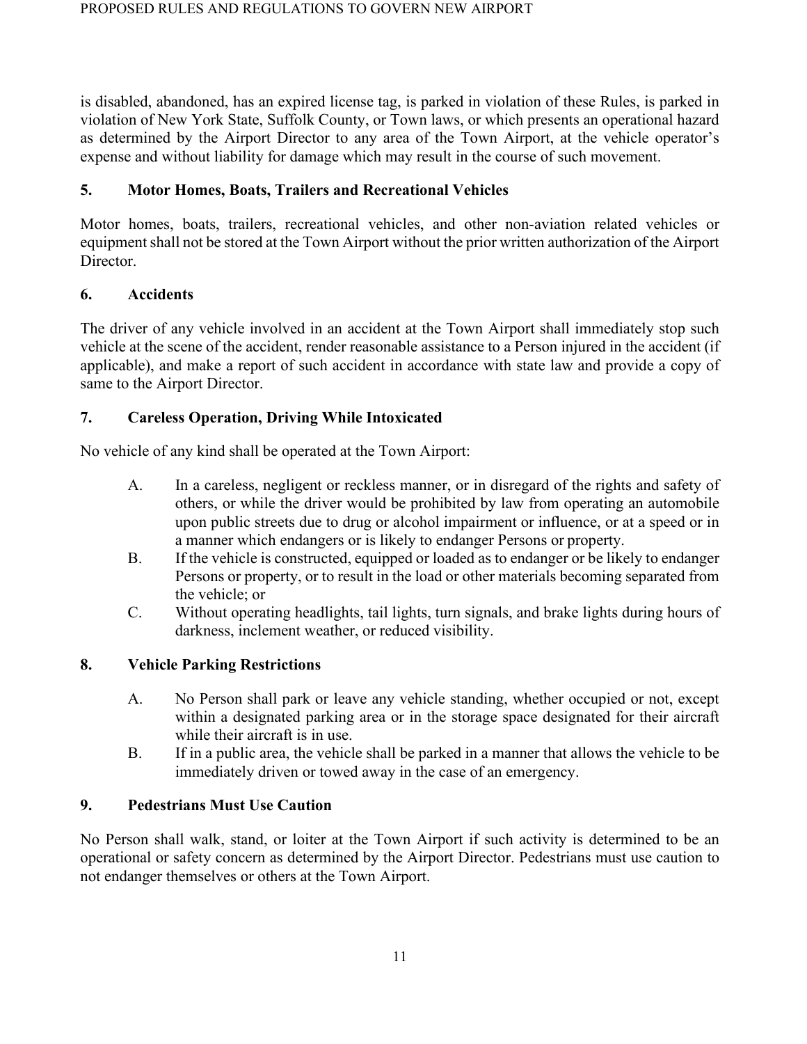is disabled, abandoned, has an expired license tag, is parked in violation of these Rules, is parked in violation of New York State, Suffolk County, or Town laws, or which presents an operational hazard as determined by the Airport Director to any area of the Town Airport, at the vehicle operator's expense and without liability for damage which may result in the course of such movement.

### 5. Motor Homes, Boats, Trailers and Recreational Vehicles

Motor homes, boats, trailers, recreational vehicles, and other non-aviation related vehicles or equipment shall not be stored at the Town Airport without the prior written authorization of the Airport Director.

### 6. Accidents

The driver of any vehicle involved in an accident at the Town Airport shall immediately stop such vehicle at the scene of the accident, render reasonable assistance to a Person injured in the accident (if applicable), and make a report of such accident in accordance with state law and provide a copy of same to the Airport Director.

### 7. Careless Operation, Driving While Intoxicated

No vehicle of any kind shall be operated at the Town Airport:

A. In a careless, negligent or reckless manner, or in disregard of the rights and safety of others, or while the driver would be prohibited by law from operating an automobile upon public streets due to drug or alcohol impairment or influence, or at a speed or in a manner which endangers or is likely to endanger Persons or property.

B. If the vehicle is constructed, equipped or loaded as to endanger or be likely to endanger Persons or property, or to result in the load or other materials becoming separated from the vehicle; or

C. Without operating headlights, tail lights, turn signals, and brake lights during hours of darkness, inclement weather, or reduced visibility.

### 8. Vehicle Parking Restrictions

A. No Person shall park or leave any vehicle standing, whether occupied or not, except within a designated parking area or in the storage space designated for their aircraft while their aircraft is in use.

B. If in a public area, the vehicle shall be parked in a manner that allows the vehicle to be immediately driven or towed away in the case of an emergency.

### 9. Pedestrians Must Use Caution

No Person shall walk, stand, or loiter at the Town Airport if such activity is determined to be an operational or safety concern as determined by the Airport Director. Pedestrians must use caution to not endanger themselves or others at the Town Airport.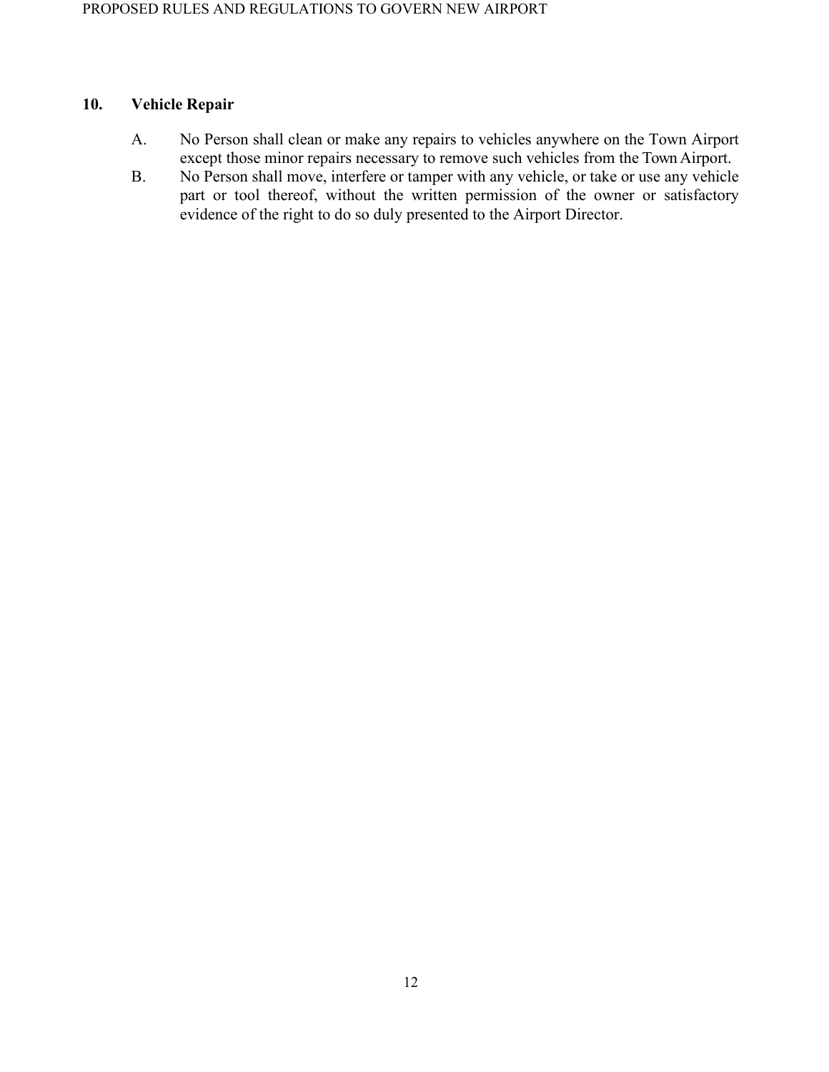## 10. Vehicle Repair

A. No Person shall clean or make any repairs to vehicles anywhere on the Town Airport except those minor repairs necessary to remove such vehicles from the Town Airport.

B. No Person shall move, interfere or tamper with any vehicle, or take or use any vehicle part or tool thereof, without the written permission of the owner or satisfactory evidence of the right to do so duly presented to the Airport Director.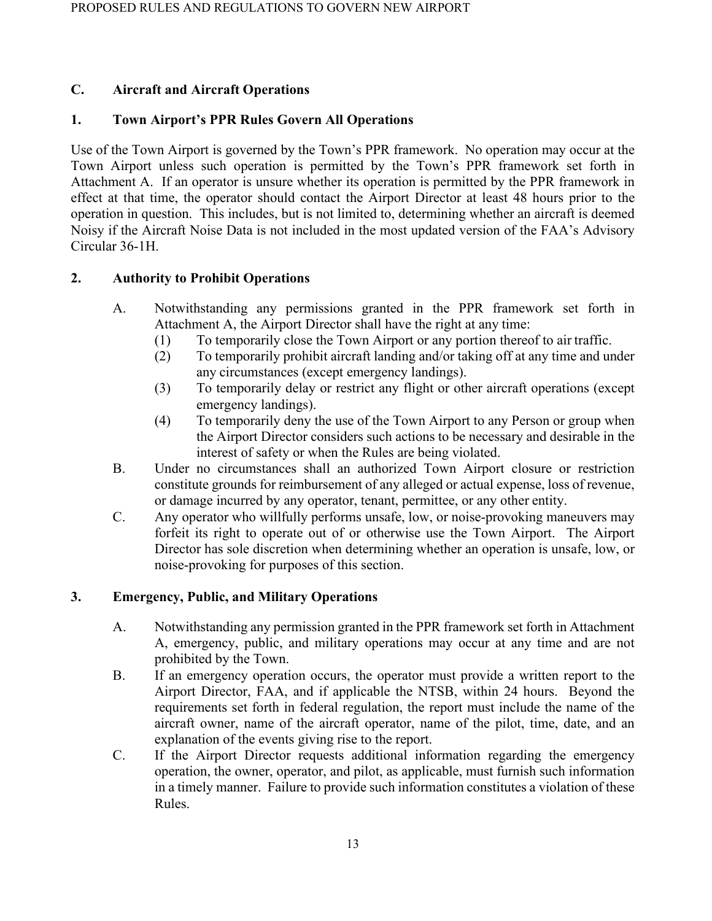## C. Aircraft and Aircraft Operations

### 1. Town Airport's PPR Rules Govern All Operations

Use of the Town Airport is governed by the Town's PPR framework. No operation may occur at the Town Airport unless such operation is permitted by the Town's PPR framework set forth in Attachment A. If an operator is unsure whether its operation is permitted by the PPR framework in effect at that time, the operator should contact the Airport Director at least 48 hours prior to the operation in question. This includes, but is not limited to, determining whether an aircraft is deemed Noisy if the Aircraft Noise Data is not included in the most updated version of the FAA's Advisory Circular 36-1H.

### 2. Authority to Prohibit Operations

A. Notwithstanding any permissions granted in the PPR framework set forth in Attachment A, the Airport Director shall have the right at any time:
   (1) To temporarily close the Town Airport or any portion thereof to air traffic.
   (2) To temporarily prohibit aircraft landing and/or taking off at any time and under any circumstances (except emergency landings).
   (3) To temporarily delay or restrict any flight or other aircraft operations (except emergency landings).
   (4) To temporarily deny the use of the Town Airport to any Person or group when the Airport Director considers such actions to be necessary and desirable in the interest of safety or when the Rules are being violated.

B. Under no circumstances shall an authorized Town Airport closure or restriction constitute grounds for reimbursement of any alleged or actual expense, loss of revenue, or damage incurred by any operator, tenant, permittee, or any other entity.

C. Any operator who willfully performs unsafe, low, or noise-provoking maneuvers may forfeit its right to operate out of or otherwise use the Town Airport. The Airport Director has sole discretion when determining whether an operation is unsafe, low, or noise-provoking for purposes of this section.

### 3. Emergency, Public, and Military Operations

A. Notwithstanding any permission granted in the PPR framework set forth in Attachment A, emergency, public, and military operations may occur at any time and are not prohibited by the Town.

B. If an emergency operation occurs, the operator must provide a written report to the Airport Director, FAA, and if applicable the NTSB, within 24 hours. Beyond the requirements set forth in federal regulation, the report must include the name of the aircraft owner, name of the aircraft operator, name of the pilot, time, date, and an explanation of the events giving rise to the report.

C. If the Airport Director requests additional information regarding the emergency operation, the owner, operator, and pilot, as applicable, must furnish such information in a timely manner. Failure to provide such information constitutes a violation of these Rules.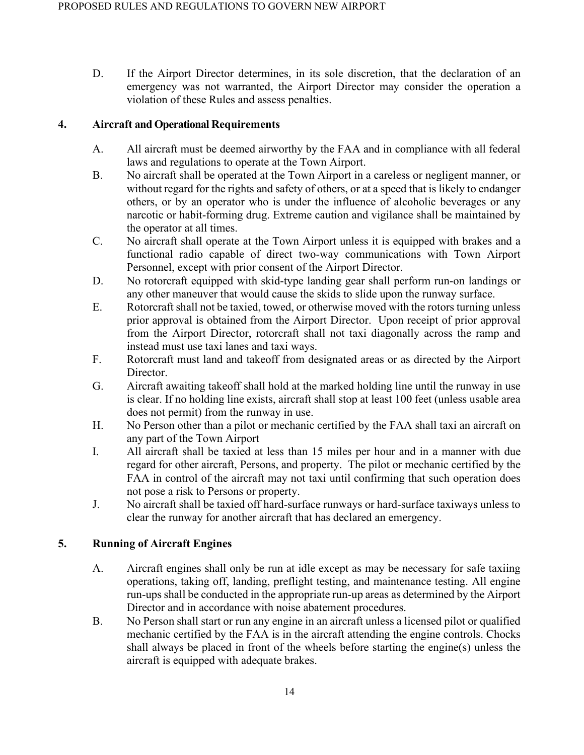D. If the Airport Director determines, in its sole discretion, that the declaration of an emergency was not warranted, the Airport Director may consider the operation a violation of these Rules and assess penalties.

## 4. Aircraft and Operational Requirements

A. All aircraft must be deemed airworthy by the FAA and in compliance with all federal laws and regulations to operate at the Town Airport.

B. No aircraft shall be operated at the Town Airport in a careless or negligent manner, or without regard for the rights and safety of others, or at a speed that is likely to endanger others, or by an operator who is under the influence of alcoholic beverages or any narcotic or habit-forming drug. Extreme caution and vigilance shall be maintained by the operator at all times.

C. No aircraft shall operate at the Town Airport unless it is equipped with brakes and a functional radio capable of direct two-way communications with Town Airport Personnel, except with prior consent of the Airport Director.

D. No rotorcraft equipped with skid-type landing gear shall perform run-on landings or any other maneuver that would cause the skids to slide upon the runway surface.

E. Rotorcraft shall not be taxied, towed, or otherwise moved with the rotors turning unless prior approval is obtained from the Airport Director. Upon receipt of prior approval from the Airport Director, rotorcraft shall not taxi diagonally across the ramp and instead must use taxi lanes and taxi ways.

F. Rotorcraft must land and takeoff from designated areas or as directed by the Airport Director.

G. Aircraft awaiting takeoff shall hold at the marked holding line until the runway in use is clear. If no holding line exists, aircraft shall stop at least 100 feet (unless usable area does not permit) from the runway in use.

H. No Person other than a pilot or mechanic certified by the FAA shall taxi an aircraft on any part of the Town Airport

I. All aircraft shall be taxied at less than 15 miles per hour and in a manner with due regard for other aircraft, Persons, and property. The pilot or mechanic certified by the FAA in control of the aircraft may not taxi until confirming that such operation does not pose a risk to Persons or property.

J. No aircraft shall be taxied off hard-surface runways or hard-surface taxiways unless to clear the runway for another aircraft that has declared an emergency.

## 5. Running of Aircraft Engines

A. Aircraft engines shall only be run at idle except as may be necessary for safe taxiing operations, taking off, landing, preflight testing, and maintenance testing. All engine run-ups shall be conducted in the appropriate run-up areas as determined by the Airport Director and in accordance with noise abatement procedures.

B. No Person shall start or run any engine in an aircraft unless a licensed pilot or qualified mechanic certified by the FAA is in the aircraft attending the engine controls. Chocks shall always be placed in front of the wheels before starting the engine(s) unless the aircraft is equipped with adequate brakes.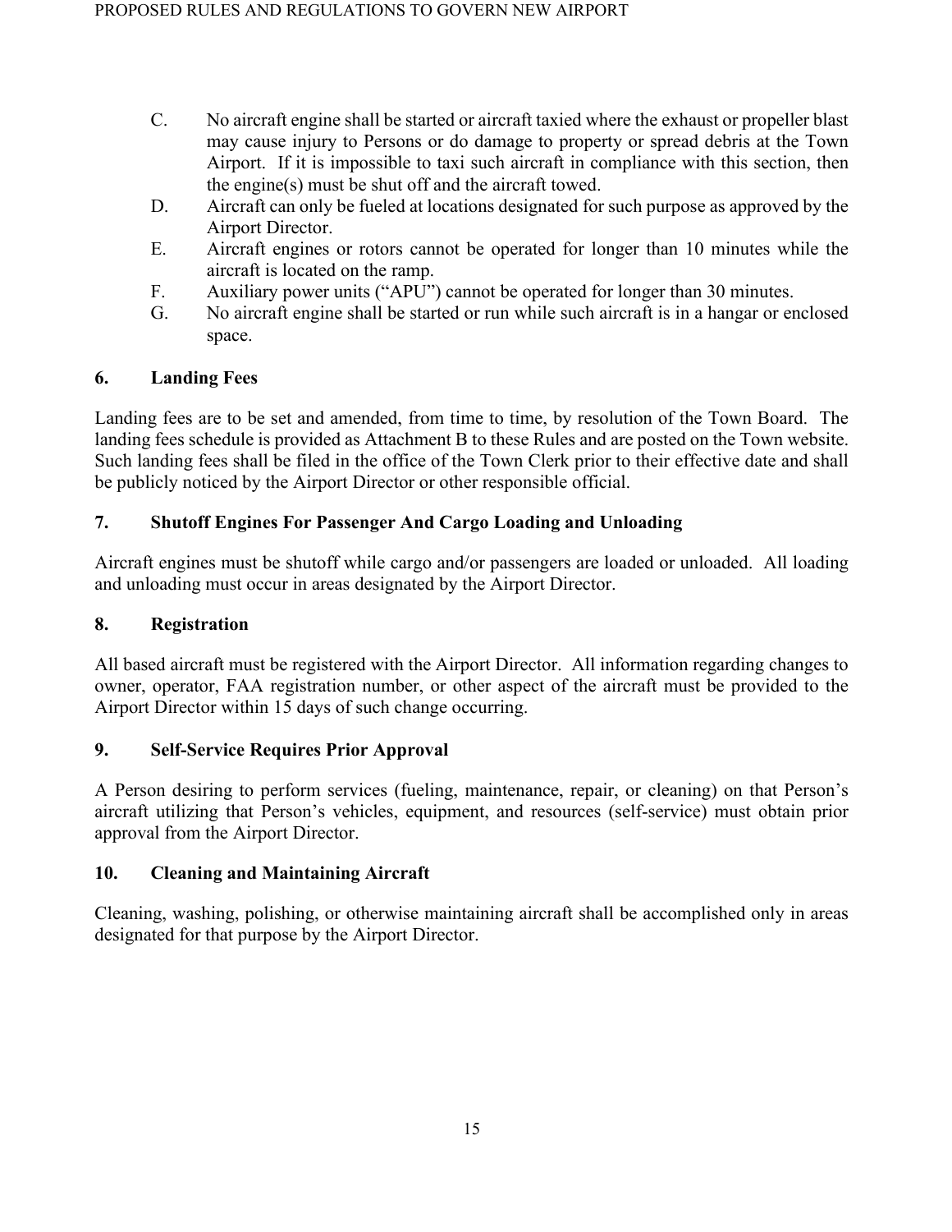C. No aircraft engine shall be started or aircraft taxied where the exhaust or propeller blast may cause injury to Persons or do damage to property or spread debris at the Town Airport. If it is impossible to taxi such aircraft in compliance with this section, then the engine(s) must be shut off and the aircraft towed.

D. Aircraft can only be fueled at locations designated for such purpose as approved by the Airport Director.

E. Aircraft engines or rotors cannot be operated for longer than 10 minutes while the aircraft is located on the ramp.

F. Auxiliary power units ("APU") cannot be operated for longer than 30 minutes.

G. No aircraft engine shall be started or run while such aircraft is in a hangar or enclosed space.

### 6. Landing Fees

Landing fees are to be set and amended, from time to time, by resolution of the Town Board. The landing fees schedule is provided as Attachment B to these Rules and are posted on the Town website. Such landing fees shall be filed in the office of the Town Clerk prior to their effective date and shall be publicly noticed by the Airport Director or other responsible official.

### 7. Shutoff Engines For Passenger And Cargo Loading and Unloading

Aircraft engines must be shutoff while cargo and/or passengers are loaded or unloaded. All loading and unloading must occur in areas designated by the Airport Director.

### 8. Registration

All based aircraft must be registered with the Airport Director. All information regarding changes to owner, operator, FAA registration number, or other aspect of the aircraft must be provided to the Airport Director within 15 days of such change occurring.

### 9. Self-Service Requires Prior Approval

A Person desiring to perform services (fueling, maintenance, repair, or cleaning) on that Person's aircraft utilizing that Person's vehicles, equipment, and resources (self-service) must obtain prior approval from the Airport Director.

### 10. Cleaning and Maintaining Aircraft

Cleaning, washing, polishing, or otherwise maintaining aircraft shall be accomplished only in areas designated for that purpose by the Airport Director.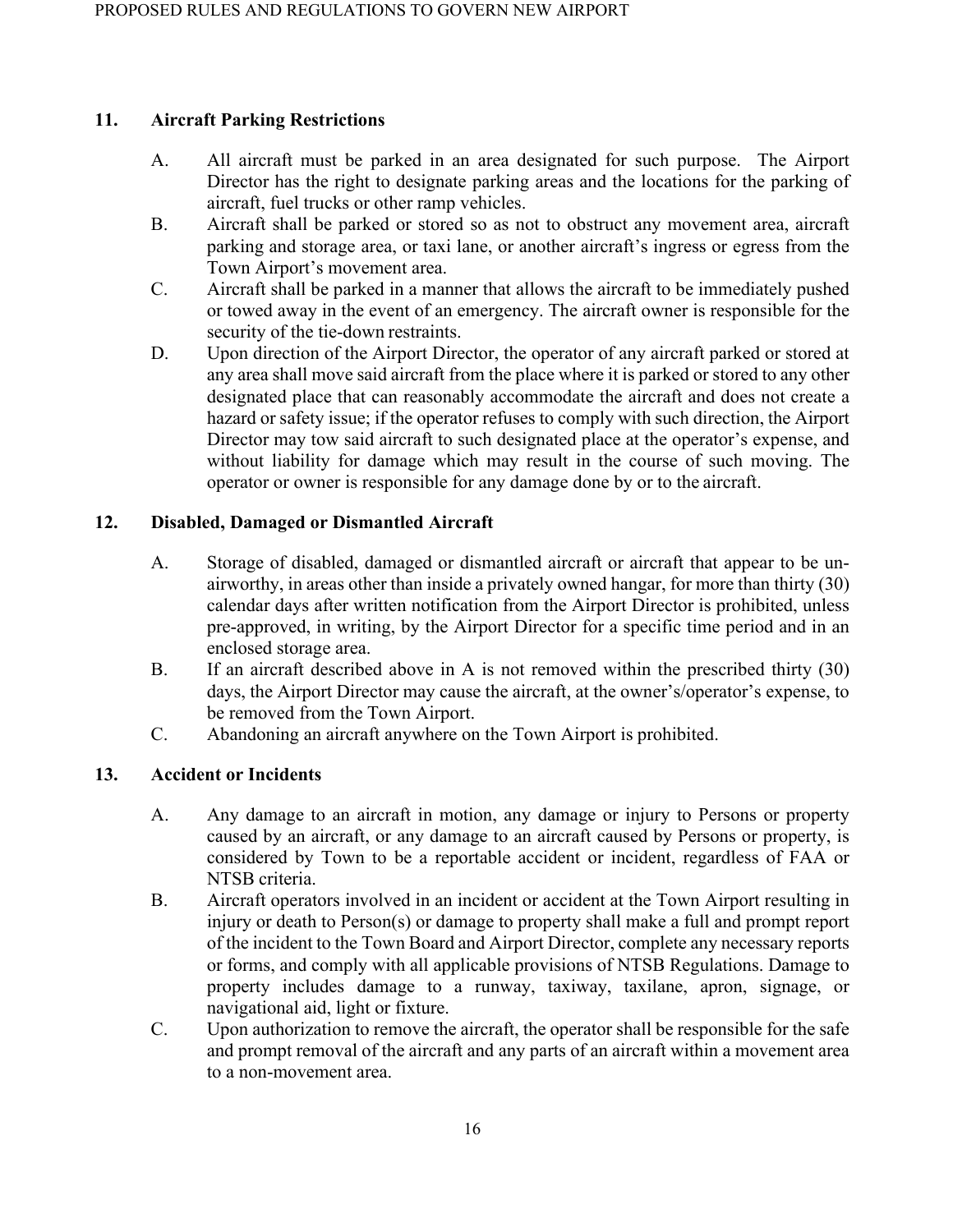## 11. Aircraft Parking Restrictions

A. All aircraft must be parked in an area designated for such purpose. The Airport Director has the right to designate parking areas and the locations for the parking of aircraft, fuel trucks or other ramp vehicles.

B. Aircraft shall be parked or stored so as not to obstruct any movement area, aircraft parking and storage area, or taxi lane, or another aircraft's ingress or egress from the Town Airport's movement area.

C. Aircraft shall be parked in a manner that allows the aircraft to be immediately pushed or towed away in the event of an emergency. The aircraft owner is responsible for the security of the tie-down restraints.

D. Upon direction of the Airport Director, the operator of any aircraft parked or stored at any area shall move said aircraft from the place where it is parked or stored to any other designated place that can reasonably accommodate the aircraft and does not create a hazard or safety issue; if the operator refuses to comply with such direction, the Airport Director may tow said aircraft to such designated place at the operator's expense, and without liability for damage which may result in the course of such moving. The operator or owner is responsible for any damage done by or to the aircraft.

## 12. Disabled, Damaged or Dismantled Aircraft

A. Storage of disabled, damaged or dismantled aircraft or aircraft that appear to be un-airworthy, in areas other than inside a privately owned hangar, for more than thirty (30) calendar days after written notification from the Airport Director is prohibited, unless pre-approved, in writing, by the Airport Director for a specific time period and in an enclosed storage area.

B. If an aircraft described above in A is not removed within the prescribed thirty (30) days, the Airport Director may cause the aircraft, at the owner's/operator's expense, to be removed from the Town Airport.

C. Abandoning an aircraft anywhere on the Town Airport is prohibited.

## 13. Accident or Incidents

A. Any damage to an aircraft in motion, any damage or injury to Persons or property caused by an aircraft, or any damage to an aircraft caused by Persons or property, is considered by Town to be a reportable accident or incident, regardless of FAA or NTSB criteria.

B. Aircraft operators involved in an incident or accident at the Town Airport resulting in injury or death to Person(s) or damage to property shall make a full and prompt report of the incident to the Town Board and Airport Director, complete any necessary reports or forms, and comply with all applicable provisions of NTSB Regulations. Damage to property includes damage to a runway, taxiway, taxilane, apron, signage, or navigational aid, light or fixture.

C. Upon authorization to remove the aircraft, the operator shall be responsible for the safe and prompt removal of the aircraft and any parts of an aircraft within a movement area to a non-movement area.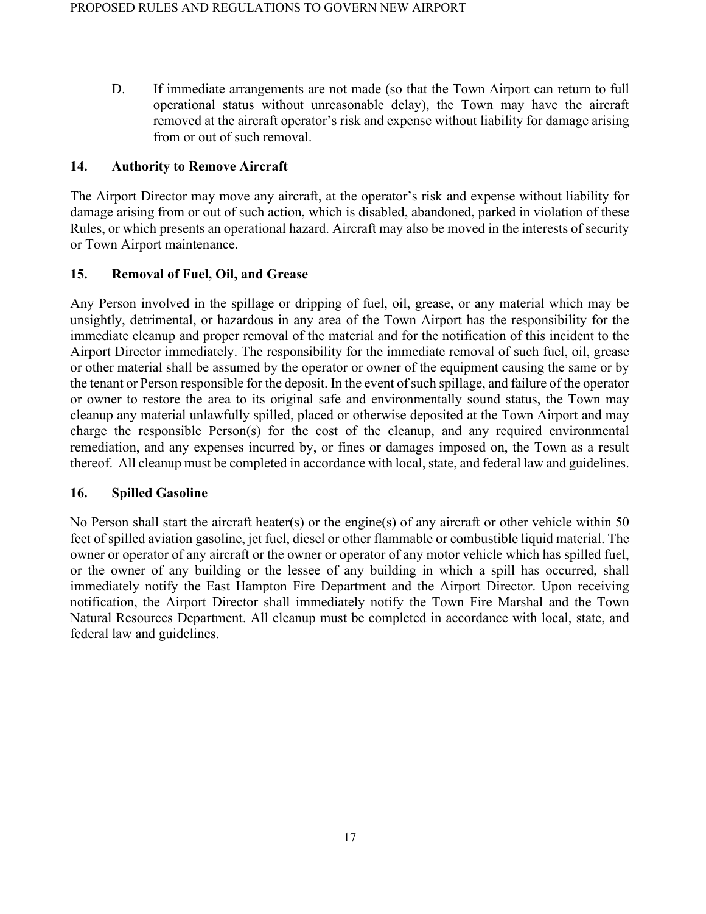D. If immediate arrangements are not made (so that the Town Airport can return to full operational status without unreasonable delay), the Town may have the aircraft removed at the aircraft operator's risk and expense without liability for damage arising from or out of such removal.

### 14. Authority to Remove Aircraft

The Airport Director may move any aircraft, at the operator's risk and expense without liability for damage arising from or out of such action, which is disabled, abandoned, parked in violation of these Rules, or which presents an operational hazard. Aircraft may also be moved in the interests of security or Town Airport maintenance.

### 15. Removal of Fuel, Oil, and Grease

Any Person involved in the spillage or dripping of fuel, oil, grease, or any material which may be unsightly, detrimental, or hazardous in any area of the Town Airport has the responsibility for the immediate cleanup and proper removal of the material and for the notification of this incident to the Airport Director immediately. The responsibility for the immediate removal of such fuel, oil, grease or other material shall be assumed by the operator or owner of the equipment causing the same or by the tenant or Person responsible for the deposit. In the event of such spillage, and failure of the operator or owner to restore the area to its original safe and environmentally sound status, the Town may cleanup any material unlawfully spilled, placed or otherwise deposited at the Town Airport and may charge the responsible Person(s) for the cost of the cleanup, and any required environmental remediation, and any expenses incurred by, or fines or damages imposed on, the Town as a result thereof. All cleanup must be completed in accordance with local, state, and federal law and guidelines.

### 16. Spilled Gasoline

No Person shall start the aircraft heater(s) or the engine(s) of any aircraft or other vehicle within 50 feet of spilled aviation gasoline, jet fuel, diesel or other flammable or combustible liquid material. The owner or operator of any aircraft or the owner or operator of any motor vehicle which has spilled fuel, or the owner of any building or the lessee of any building in which a spill has occurred, shall immediately notify the East Hampton Fire Department and the Airport Director. Upon receiving notification, the Airport Director shall immediately notify the Town Fire Marshal and the Town Natural Resources Department. All cleanup must be completed in accordance with local, state, and federal law and guidelines.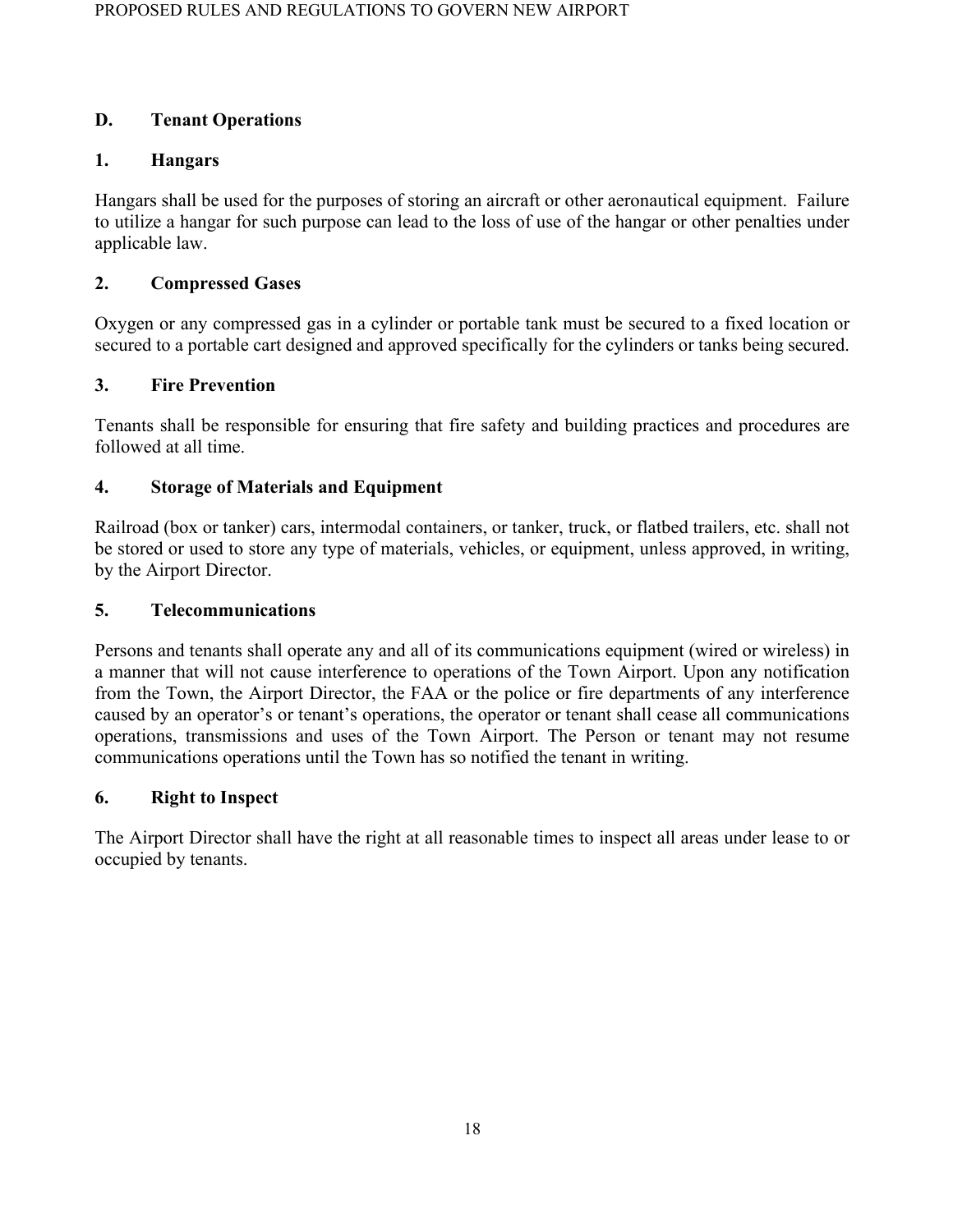## D. Tenant Operations

### 1. Hangars

Hangars shall be used for the purposes of storing an aircraft or other aeronautical equipment. Failure to utilize a hangar for such purpose can lead to the loss of use of the hangar or other penalties under applicable law.

### 2. Compressed Gases

Oxygen or any compressed gas in a cylinder or portable tank must be secured to a fixed location or secured to a portable cart designed and approved specifically for the cylinders or tanks being secured.

### 3. Fire Prevention

Tenants shall be responsible for ensuring that fire safety and building practices and procedures are followed at all time.

### 4. Storage of Materials and Equipment

Railroad (box or tanker) cars, intermodal containers, or tanker, truck, or flatbed trailers, etc. shall not be stored or used to store any type of materials, vehicles, or equipment, unless approved, in writing, by the Airport Director.

### 5. Telecommunications

Persons and tenants shall operate any and all of its communications equipment (wired or wireless) in a manner that will not cause interference to operations of the Town Airport. Upon any notification from the Town, the Airport Director, the FAA or the police or fire departments of any interference caused by an operator's or tenant's operations, the operator or tenant shall cease all communications operations, transmissions and uses of the Town Airport. The Person or tenant may not resume communications operations until the Town has so notified the tenant in writing.

### 6. Right to Inspect

The Airport Director shall have the right at all reasonable times to inspect all areas under lease to or occupied by tenants.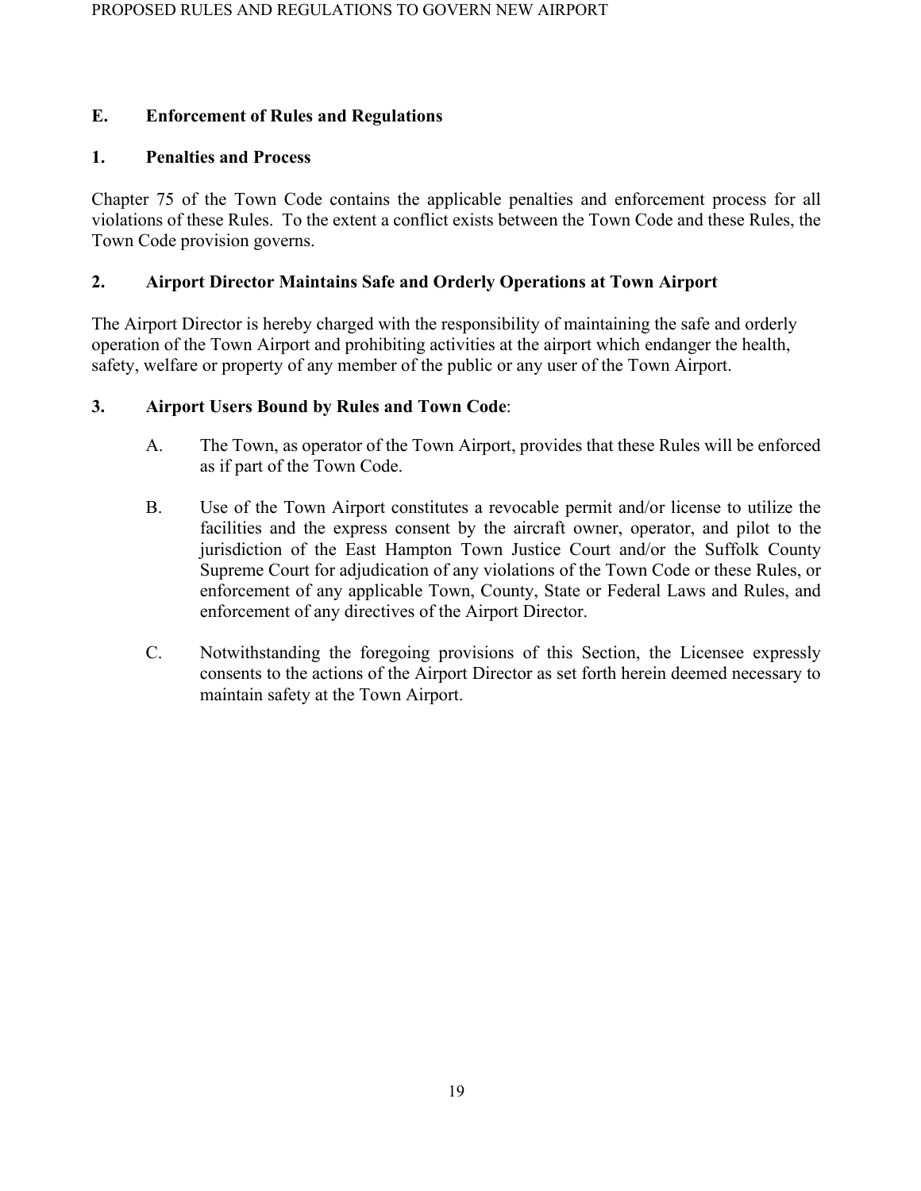## E. Enforcement of Rules and Regulations

### 1. Penalties and Process

Chapter 75 of the Town Code contains the applicable penalties and enforcement process for all violations of these Rules. To the extent a conflict exists between the Town Code and these Rules, the Town Code provision governs.

### 2. Airport Director Maintains Safe and Orderly Operations at Town Airport

The Airport Director is hereby charged with the responsibility of maintaining the safe and orderly operation of the Town Airport and prohibiting activities at the airport which endanger the health, safety, welfare or property of any member of the public or any user of the Town Airport.

### 3. Airport Users Bound by Rules and Town Code:

A. The Town, as operator of the Town Airport, provides that these Rules will be enforced as if part of the Town Code.

B. Use of the Town Airport constitutes a revocable permit and/or license to utilize the facilities and the express consent by the aircraft owner, operator, and pilot to the jurisdiction of the East Hampton Town Justice Court and/or the Suffolk County Supreme Court for adjudication of any violations of the Town Code or these Rules, or enforcement of any applicable Town, County, State or Federal Laws and Rules, and enforcement of any directives of the Airport Director.

C. Notwithstanding the foregoing provisions of this Section, the Licensee expressly consents to the actions of the Airport Director as set forth herein deemed necessary to maintain safety at the Town Airport.